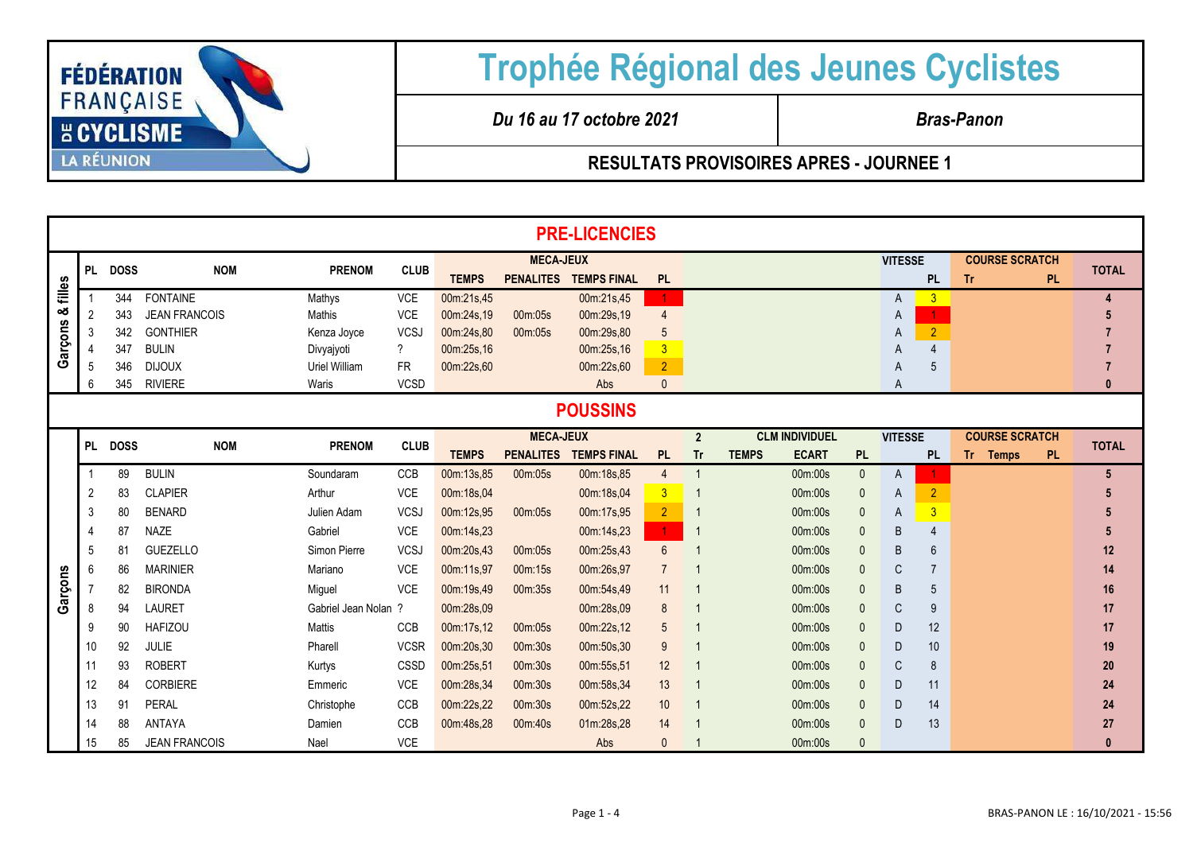FÉDÉRATION FRANÇAISE DE CYCLISME LA RÉUNION

# Trophée Régional des Jeunes Cyclistes

**Du 16 au 17 octobre 2021** | **Bras-Panon**

## RESULTATS PROVISOIRES APRES - JOURNEE 1

### PRE-LICENCIES

Garçons & filles

| PL | DOSS | NOM | PRENOM | CLUB | MECA-JEUX TEMPS | PENALITES | TEMPS FINAL | PL | VITESSE | PL | COURSE SCRATCH Tr | PL | TOTAL |
|---|---|---|---|---|---|---|---|---|---|---|---|---|---|
| 1 | 344 | FONTAINE | Mathys | VCE | 00m:21s,45 | | 00m:21s,45 | 1 | A | 3 | | | 4 |
| 2 | 343 | JEAN FRANCOIS | Mathis | VCE | 00m:24s,19 | 00m:05s | 00m:29s,19 | 4 | A | 1 | | | 5 |
| 3 | 342 | GONTHIER | Kenza Joyce | VCSJ | 00m:24s,80 | 00m:05s | 00m:29s,80 | 5 | A | 2 | | | 7 |
| 4 | 347 | BULIN | Divyajyoti | ? | 00m:25s,16 | | 00m:25s,16 | 3 | A | 4 | | | 7 |
| 5 | 346 | DIJOUX | Uriel William | FR | 00m:22s,60 | | 00m:22s,60 | 2 | A | 5 | | | 7 |
| 6 | 345 | RIVIERE | Waris | VCSD | | | Abs | 0 | A | | | | 0 |

### POUSSINS

Garçons

| PL | DOSS | NOM | PRENOM | CLUB | MECA-JEUX TEMPS | PENALITES | TEMPS FINAL | PL | 2 Tr | CLM INDIVIDUEL TEMPS | ECART | PL | VITESSE | PL | COURSE SCRATCH Tr | Temps | PL | TOTAL |
|---|---|---|---|---|---|---|---|---|---|---|---|---|---|---|---|---|---|---|
| 1 | 89 | BULIN | Soundaram | CCB | 00m:13s,85 | 00m:05s | 00m:18s,85 | 4 | 1 | | 00m:00s | 0 | A | 1 | | | | 5 |
| 2 | 83 | CLAPIER | Arthur | VCE | 00m:18s,04 | | 00m:18s,04 | 3 | 1 | | 00m:00s | 0 | A | 2 | | | | 5 |
| 3 | 80 | BENARD | Julien Adam | VCSJ | 00m:12s,95 | 00m:05s | 00m:17s,95 | 2 | 1 | | 00m:00s | 0 | A | 3 | | | | 5 |
| 4 | 87 | NAZE | Gabriel | VCE | 00m:14s,23 | | 00m:14s,23 | 1 | 1 | | 00m:00s | 0 | B | 4 | | | | 5 |
| 5 | 81 | GUEZELLO | Simon Pierre | VCSJ | 00m:20s,43 | 00m:05s | 00m:25s,43 | 6 | 1 | | 00m:00s | 0 | B | 6 | | | | 12 |
| 6 | 86 | MARINIER | Mariano | VCE | 00m:11s,97 | 00m:15s | 00m:26s,97 | 7 | 1 | | 00m:00s | 0 | C | 7 | | | | 14 |
| 7 | 82 | BIRONDA | Miguel | VCE | 00m:19s,49 | 00m:35s | 00m:54s,49 | 11 | 1 | | 00m:00s | 0 | B | 5 | | | | 16 |
| 8 | 94 | LAURET | Gabriel Jean Nolan | ? | 00m:28s,09 | | 00m:28s,09 | 8 | 1 | | 00m:00s | 0 | C | 9 | | | | 17 |
| 9 | 90 | HAFIZOU | Mattis | CCB | 00m:17s,12 | 00m:05s | 00m:22s,12 | 5 | 1 | | 00m:00s | 0 | D | 12 | | | | 17 |
| 10 | 92 | JULIE | Pharell | VCSR | 00m:20s,30 | 00m:30s | 00m:50s,30 | 9 | 1 | | 00m:00s | 0 | D | 10 | | | | 19 |
| 11 | 93 | ROBERT | Kurtys | CSSD | 00m:25s,51 | 00m:30s | 00m:55s,51 | 12 | 1 | | 00m:00s | 0 | C | 8 | | | | 20 |
| 12 | 84 | CORBIERE | Emmeric | VCE | 00m:28s,34 | 00m:30s | 00m:58s,34 | 13 | 1 | | 00m:00s | 0 | D | 11 | | | | 24 |
| 13 | 91 | PERAL | Christophe | CCB | 00m:22s,22 | 00m:30s | 00m:52s,22 | 10 | 1 | | 00m:00s | 0 | D | 14 | | | | 24 |
| 14 | 88 | ANTAYA | Damien | CCB | 00m:48s,28 | 00m:40s | 01m:28s,28 | 14 | 1 | | 00m:00s | 0 | D | 13 | | | | 27 |
| 15 | 85 | JEAN FRANCOIS | Nael | VCE | | | Abs | 0 | 1 | | 00m:00s | 0 | | | | | | 0 |

BRAS-PANON LE : 16/10/2021 - 15:56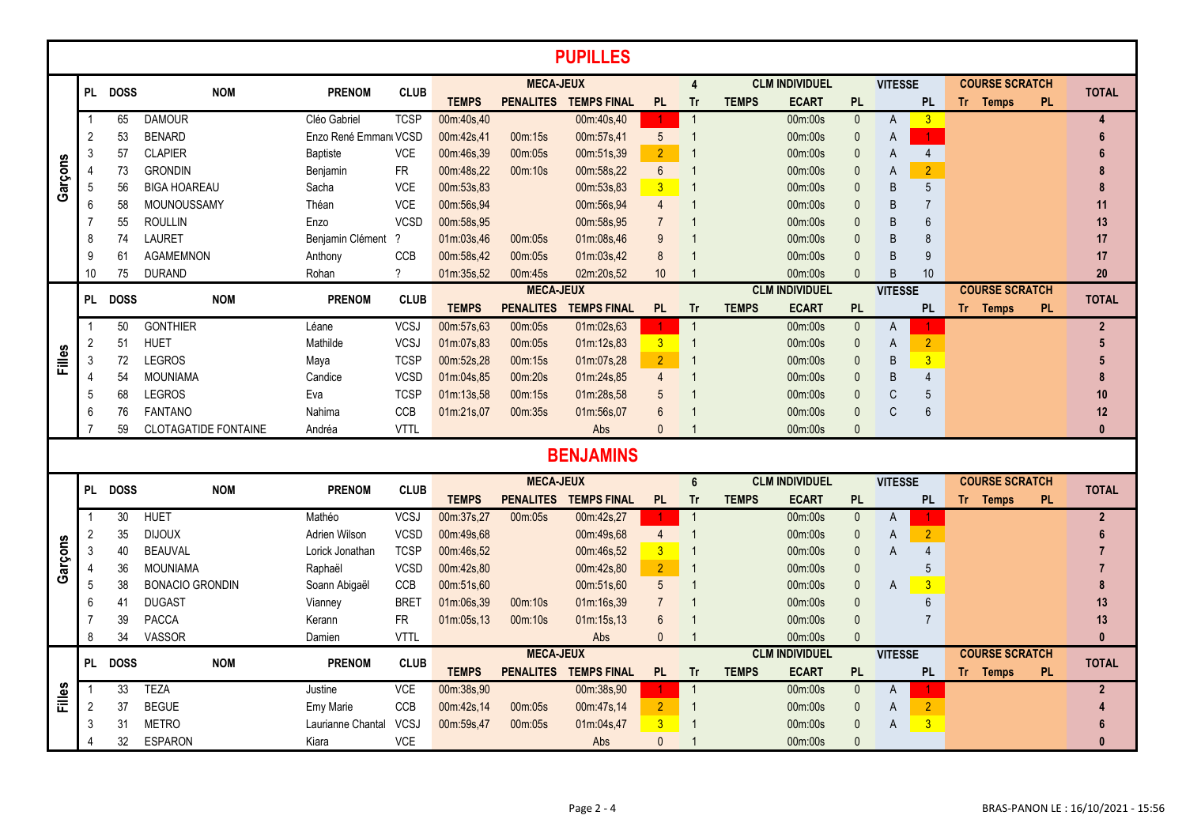# PUPILLES

## Garçons

| PL | DOSS | NOM | PRENOM | CLUB | MECA-JEUX TEMPS | MECA-JEUX PENALITES | MECA-JEUX TEMPS FINAL | MECA-JEUX PL | 4 Tr | CLM INDIVIDUEL TEMPS | CLM INDIVIDUEL ECART | CLM INDIVIDUEL PL | VITESSE | VITESSE PL | COURSE SCRATCH Tr | COURSE SCRATCH Temps | COURSE SCRATCH PL | TOTAL |
|---|---|---|---|---|---|---|---|---|---|---|---|---|---|---|---|---|---|---|
| 1 | 65 | DAMOUR | Cléo Gabriel | TCSP | 00m:40s,40 | | 00m:40s,40 | 1 | 1 | | 00m:00s | 0 | A | 3 | | | | 4 |
| 2 | 53 | BENARD | Enzo René Emmanı | VCSD | 00m:42s,41 | 00m:15s | 00m:57s,41 | 5 | 1 | | 00m:00s | 0 | A | 1 | | | | 6 |
| 3 | 57 | CLAPIER | Baptiste | VCE | 00m:46s,39 | 00m:05s | 00m:51s,39 | 2 | 1 | | 00m:00s | 0 | A | 4 | | | | 6 |
| 4 | 73 | GRONDIN | Benjamin | FR | 00m:48s,22 | 00m:10s | 00m:58s,22 | 6 | 1 | | 00m:00s | 0 | A | 2 | | | | 8 |
| 5 | 56 | BIGA HOAREAU | Sacha | VCE | 00m:53s,83 | | 00m:53s,83 | 3 | 1 | | 00m:00s | 0 | B | 5 | | | | 8 |
| 6 | 58 | MOUNOUSSAMY | Théan | VCE | 00m:56s,94 | | 00m:56s,94 | 4 | 1 | | 00m:00s | 0 | B | 7 | | | | 11 |
| 7 | 55 | ROULLIN | Enzo | VCSD | 00m:58s,95 | | 00m:58s,95 | 7 | 1 | | 00m:00s | 0 | B | 6 | | | | 13 |
| 8 | 74 | LAURET | Benjamin Clément | ? | 01m:03s,46 | 00m:05s | 01m:08s,46 | 9 | 1 | | 00m:00s | 0 | B | 8 | | | | 17 |
| 9 | 61 | AGAMEMNON | Anthony | CCB | 00m:58s,42 | 00m:05s | 01m:03s,42 | 8 | 1 | | 00m:00s | 0 | B | 9 | | | | 17 |
| 10 | 75 | DURAND | Rohan | ? | 01m:35s,52 | 00m:45s | 02m:20s,52 | 10 | 1 | | 00m:00s | 0 | B | 10 | | | | 20 |

## Filles

| PL | DOSS | NOM | PRENOM | CLUB | MECA-JEUX TEMPS | MECA-JEUX PENALITES | MECA-JEUX TEMPS FINAL | MECA-JEUX PL | Tr | CLM INDIVIDUEL TEMPS | CLM INDIVIDUEL ECART | CLM INDIVIDUEL PL | VITESSE | VITESSE PL | COURSE SCRATCH Tr | COURSE SCRATCH Temps | COURSE SCRATCH PL | TOTAL |
|---|---|---|---|---|---|---|---|---|---|---|---|---|---|---|---|---|---|---|
| 1 | 50 | GONTHIER | Léane | VCSJ | 00m:57s,63 | 00m:05s | 01m:02s,63 | 1 | 1 | | 00m:00s | 0 | A | 1 | | | | 2 |
| 2 | 51 | HUET | Mathilde | VCSJ | 01m:07s,83 | 00m:05s | 01m:12s,83 | 3 | 1 | | 00m:00s | 0 | A | 2 | | | | 5 |
| 3 | 72 | LEGROS | Maya | TCSP | 00m:52s,28 | 00m:15s | 01m:07s,28 | 2 | 1 | | 00m:00s | 0 | B | 3 | | | | 5 |
| 4 | 54 | MOUNIAMA | Candice | VCSD | 01m:04s,85 | 00m:20s | 01m:24s,85 | 4 | 1 | | 00m:00s | 0 | B | 4 | | | | 8 |
| 5 | 68 | LEGROS | Eva | TCSP | 01m:13s,58 | 00m:15s | 01m:28s,58 | 5 | 1 | | 00m:00s | 0 | C | 5 | | | | 10 |
| 6 | 76 | FANTANO | Nahima | CCB | 01m:21s,07 | 00m:35s | 01m:56s,07 | 6 | 1 | | 00m:00s | 0 | C | 6 | | | | 12 |
| 7 | 59 | CLOTAGATIDE FONTAINE | Andréa | VTTL | | | Abs | 0 | 1 | | 00m:00s | 0 | | | | | | 0 |

# BENJAMINS

## Garçons

| PL | DOSS | NOM | PRENOM | CLUB | MECA-JEUX TEMPS | MECA-JEUX PENALITES | MECA-JEUX TEMPS FINAL | MECA-JEUX PL | 6 Tr | CLM INDIVIDUEL TEMPS | CLM INDIVIDUEL ECART | CLM INDIVIDUEL PL | VITESSE | VITESSE PL | COURSE SCRATCH Tr | COURSE SCRATCH Temps | COURSE SCRATCH PL | TOTAL |
|---|---|---|---|---|---|---|---|---|---|---|---|---|---|---|---|---|---|---|
| 1 | 30 | HUET | Mathéo | VCSJ | 00m:37s,27 | 00m:05s | 00m:42s,27 | 1 | 1 | | 00m:00s | 0 | A | 1 | | | | 2 |
| 2 | 35 | DIJOUX | Adrien Wilson | VCSD | 00m:49s,68 | | 00m:49s,68 | 4 | 1 | | 00m:00s | 0 | A | 2 | | | | 6 |
| 3 | 40 | BEAUVAL | Lorick Jonathan | TCSP | 00m:46s,52 | | 00m:46s,52 | 3 | 1 | | 00m:00s | 0 | A | 4 | | | | 7 |
| 4 | 36 | MOUNIAMA | Raphaël | VCSD | 00m:42s,80 | | 00m:42s,80 | 2 | 1 | | 00m:00s | 0 | | 5 | | | | 7 |
| 5 | 38 | BONACIO GRONDIN | Soann Abigaël | CCB | 00m:51s,60 | | 00m:51s,60 | 5 | 1 | | 00m:00s | 0 | A | 3 | | | | 8 |
| 6 | 41 | DUGAST | Vianney | BRET | 01m:06s,39 | 00m:10s | 01m:16s,39 | 7 | 1 | | 00m:00s | 0 | | 6 | | | | 13 |
| 7 | 39 | PACCA | Kerann | FR | 01m:05s,13 | 00m:10s | 01m:15s,13 | 6 | 1 | | 00m:00s | 0 | | 7 | | | | 13 |
| 8 | 34 | VASSOR | Damien | VTTL | | | Abs | 0 | 1 | | 00m:00s | 0 | | | | | | 0 |

## Filles

| PL | DOSS | NOM | PRENOM | CLUB | MECA-JEUX TEMPS | MECA-JEUX PENALITES | MECA-JEUX TEMPS FINAL | MECA-JEUX PL | Tr | CLM INDIVIDUEL TEMPS | CLM INDIVIDUEL ECART | CLM INDIVIDUEL PL | VITESSE | VITESSE PL | COURSE SCRATCH Tr | COURSE SCRATCH Temps | COURSE SCRATCH PL | TOTAL |
|---|---|---|---|---|---|---|---|---|---|---|---|---|---|---|---|---|---|---|
| 1 | 33 | TEZA | Justine | VCE | 00m:38s,90 | | 00m:38s,90 | 1 | 1 | | 00m:00s | 0 | A | 1 | | | | 2 |
| 2 | 37 | BEGUE | Emy Marie | CCB | 00m:42s,14 | 00m:05s | 00m:47s,14 | 2 | 1 | | 00m:00s | 0 | A | 2 | | | | 4 |
| 3 | 31 | METRO | Laurianne Chantal | VCSJ | 00m:59s,47 | 00m:05s | 01m:04s,47 | 3 | 1 | | 00m:00s | 0 | A | 3 | | | | 6 |
| 4 | 32 | ESPARON | Kiara | VCE | | | Abs | 0 | 1 | | 00m:00s | 0 | | | | | | 0 |

BRAS-PANON LE : 16/10/2021 - 15:56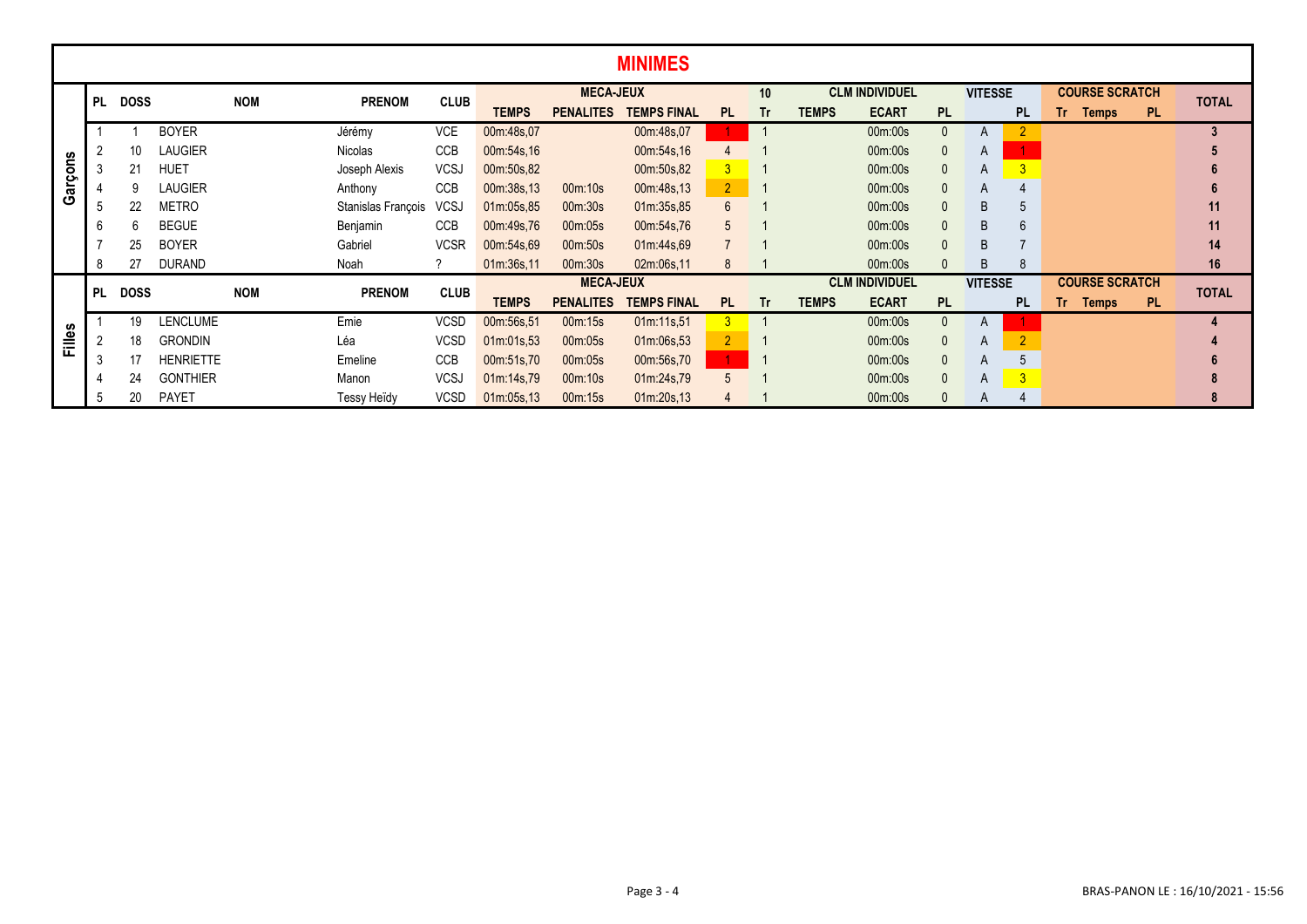# MINIMES

| | PL | DOSS | NOM | PRENOM | CLUB | MECA-JEUX | | | | 10 | CLM INDIVIDUEL | | | VITESSE | | COURSE SCRATCH | | | TOTAL |
|---|---|---|---|---|---|---|---|---|---|---|---|---|---|---|---|---|---|---|---|
| | | | | | | TEMPS | PENALITES | TEMPS FINAL | PL | Tr | TEMPS | ECART | PL | | PL | Tr | Temps | PL | |
| Garçons | 1 | 1 | BOYER | Jérémy | VCE | 00m:48s,07 | | 00m:48s,07 | 1 | 1 | | 00m:00s | 0 | A | 2 | | | | 3 |
| | 2 | 10 | LAUGIER | Nicolas | CCB | 00m:54s,16 | | 00m:54s,16 | 4 | 1 | | 00m:00s | 0 | A | 1 | | | | 5 |
| | 3 | 21 | HUET | Joseph Alexis | VCSJ | 00m:50s,82 | | 00m:50s,82 | 3 | 1 | | 00m:00s | 0 | A | 3 | | | | 6 |
| | 4 | 9 | LAUGIER | Anthony | CCB | 00m:38s,13 | 00m:10s | 00m:48s,13 | 2 | 1 | | 00m:00s | 0 | A | 4 | | | | 6 |
| | 5 | 22 | METRO | Stanislas François | VCSJ | 01m:05s,85 | 00m:30s | 01m:35s,85 | 6 | 1 | | 00m:00s | 0 | B | 5 | | | | 11 |
| | 6 | 6 | BEGUE | Benjamin | CCB | 00m:49s,76 | 00m:05s | 00m:54s,76 | 5 | 1 | | 00m:00s | 0 | B | 6 | | | | 11 |
| | 7 | 25 | BOYER | Gabriel | VCSR | 00m:54s,69 | 00m:50s | 01m:44s,69 | 7 | 1 | | 00m:00s | 0 | B | 7 | | | | 14 |
| | 8 | 27 | DURAND | Noah | ? | 01m:36s,11 | 00m:30s | 02m:06s,11 | 8 | 1 | | 00m:00s | 0 | B | 8 | | | | 16 |

| | PL | DOSS | NOM | PRENOM | CLUB | MECA-JEUX | | | | | CLM INDIVIDUEL | | | VITESSE | | COURSE SCRATCH | | | TOTAL |
|---|---|---|---|---|---|---|---|---|---|---|---|---|---|---|---|---|---|---|---|
| | | | | | | TEMPS | PENALITES | TEMPS FINAL | PL | Tr | TEMPS | ECART | PL | | PL | Tr | Temps | PL | |
| Filles | 1 | 19 | LENCLUME | Emie | VCSD | 00m:56s,51 | 00m:15s | 01m:11s,51 | 3 | 1 | | 00m:00s | 0 | A | 1 | | | | 4 |
| | 2 | 18 | GRONDIN | Léa | VCSD | 01m:01s,53 | 00m:05s | 01m:06s,53 | 2 | 1 | | 00m:00s | 0 | A | 2 | | | | 4 |
| | 3 | 17 | HENRIETTE | Emeline | CCB | 00m:51s,70 | 00m:05s | 00m:56s,70 | 1 | 1 | | 00m:00s | 0 | A | 5 | | | | 6 |
| | 4 | 24 | GONTHIER | Manon | VCSJ | 01m:14s,79 | 00m:10s | 01m:24s,79 | 5 | 1 | | 00m:00s | 0 | A | 3 | | | | 8 |
| | 5 | 20 | PAYET | Tessy Heïdy | VCSD | 01m:05s,13 | 00m:15s | 01m:20s,13 | 4 | 1 | | 00m:00s | 0 | A | 4 | | | | 8 |

BRAS-PANON LE : 16/10/2021 - 15:56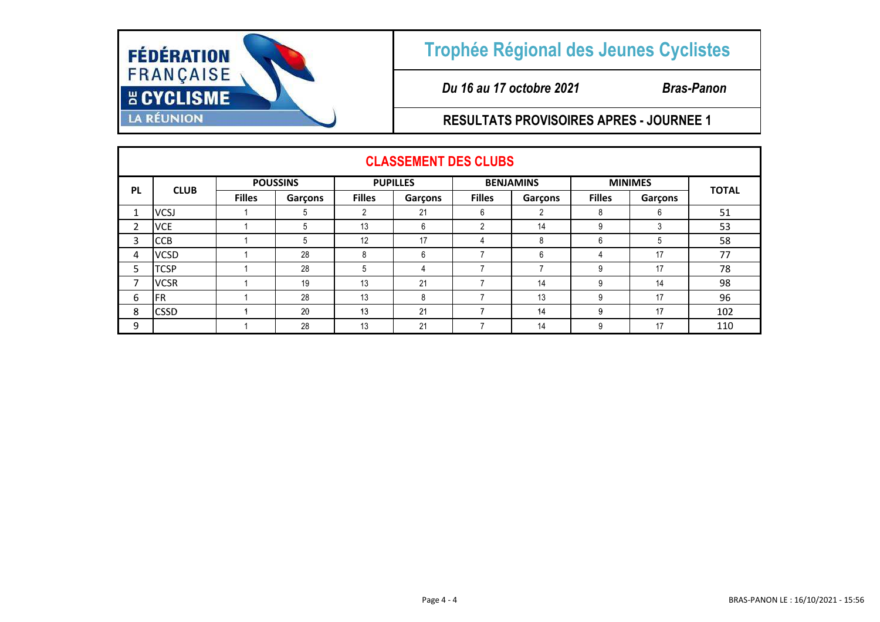FÉDÉRATION FRANÇAISE DE CYCLISME
LA RÉUNION

# Trophée Régional des Jeunes Cyclistes

***Du 16 au 17 octobre 2021*** ***Bras-Panon***

**RESULTATS PROVISOIRES APRES - JOURNEE 1**

## CLASSEMENT DES CLUBS

| PL | CLUB | POUSSINS | | PUPILLES | | BENJAMINS | | MINIMES | | TOTAL |
|---|---|---|---|---|---|---|---|---|---|---|
| | | Filles | Garçons | Filles | Garçons | Filles | Garçons | Filles | Garçons | |
| 1 | VCSJ | 1 | 5 | 2 | 21 | 6 | 2 | 8 | 6 | 51 |
| 2 | VCE | 1 | 5 | 13 | 6 | 2 | 14 | 9 | 3 | 53 |
| 3 | CCB | 1 | 5 | 12 | 17 | 4 | 8 | 6 | 5 | 58 |
| 4 | VCSD | 1 | 28 | 8 | 6 | 7 | 6 | 4 | 17 | 77 |
| 5 | TCSP | 1 | 28 | 5 | 4 | 7 | 7 | 9 | 17 | 78 |
| 7 | VCSR | 1 | 19 | 13 | 21 | 7 | 14 | 9 | 14 | 98 |
| 6 | FR | 1 | 28 | 13 | 8 | 7 | 13 | 9 | 17 | 96 |
| 8 | CSSD | 1 | 20 | 13 | 21 | 7 | 14 | 9 | 17 | 102 |
| 9 | | 1 | 28 | 13 | 21 | 7 | 14 | 9 | 17 | 110 |

BRAS-PANON LE : 16/10/2021 - 15:56